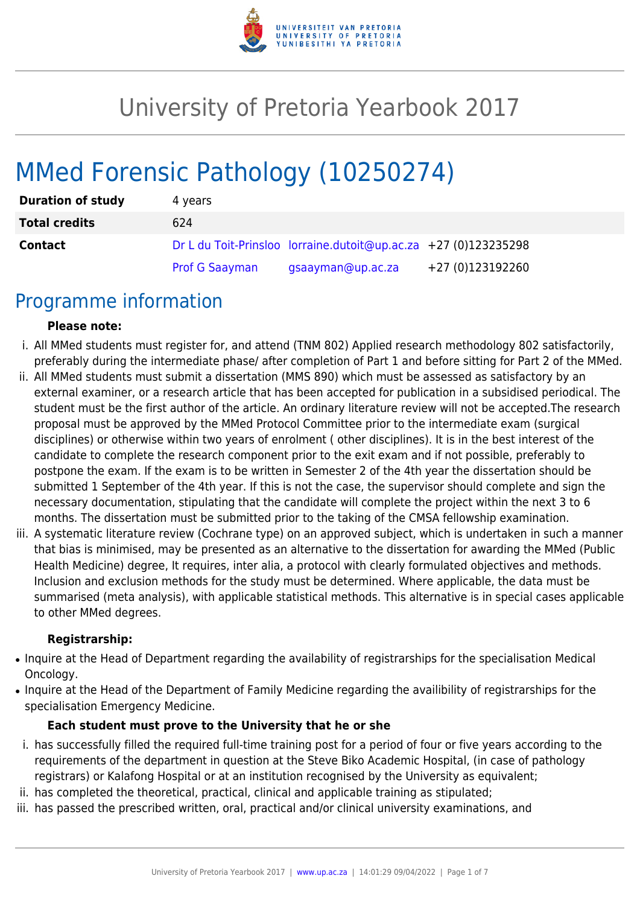# University of Pretoria Yearbook 2017

# MMed Forensic Pathology (10250274)

| | | | |
|---|---|---|---|
| **Duration of study** | 4 years | | |
| **Total credits** | 624 | | |
| **Contact** | Dr L du Toit-Prinsloo | lorraine.dutoit@up.ac.za | +27 (0)123235298 |
| | Prof G Saayman | gsaayman@up.ac.za | +27 (0)123192260 |

## Programme information

**Please note:**

i. All MMed students must register for, and attend (TNM 802) Applied research methodology 802 satisfactorily, preferably during the intermediate phase/ after completion of Part 1 and before sitting for Part 2 of the MMed.

ii. All MMed students must submit a dissertation (MMS 890) which must be assessed as satisfactory by an external examiner, or a research article that has been accepted for publication in a subsidised periodical. The student must be the first author of the article. An ordinary literature review will not be accepted.The research proposal must be approved by the MMed Protocol Committee prior to the intermediate exam (surgical disciplines) or otherwise within two years of enrolment ( other disciplines). It is in the best interest of the candidate to complete the research component prior to the exit exam and if not possible, preferably to postpone the exam. If the exam is to be written in Semester 2 of the 4th year the dissertation should be submitted 1 September of the 4th year. If this is not the case, the supervisor should complete and sign the necessary documentation, stipulating that the candidate will complete the project within the next 3 to 6 months. The dissertation must be submitted prior to the taking of the CMSA fellowship examination.

iii. A systematic literature review (Cochrane type) on an approved subject, which is undertaken in such a manner that bias is minimised, may be presented as an alternative to the dissertation for awarding the MMed (Public Health Medicine) degree, It requires, inter alia, a protocol with clearly formulated objectives and methods. Inclusion and exclusion methods for the study must be determined. Where applicable, the data must be summarised (meta analysis), with applicable statistical methods. This alternative is in special cases applicable to other MMed degrees.

**Registrarship:**

- Inquire at the Head of Department regarding the availability of registrarships for the specialisation Medical Oncology.
- Inquire at the Head of the Department of Family Medicine regarding the availibility of registrarships for the specialisation Emergency Medicine.

**Each student must prove to the University that he or she**

i. has successfully filled the required full-time training post for a period of four or five years according to the requirements of the department in question at the Steve Biko Academic Hospital, (in case of pathology registrars) or Kalafong Hospital or at an institution recognised by the University as equivalent;

ii. has completed the theoretical, practical, clinical and applicable training as stipulated;

iii. has passed the prescribed written, oral, practical and/or clinical university examinations, and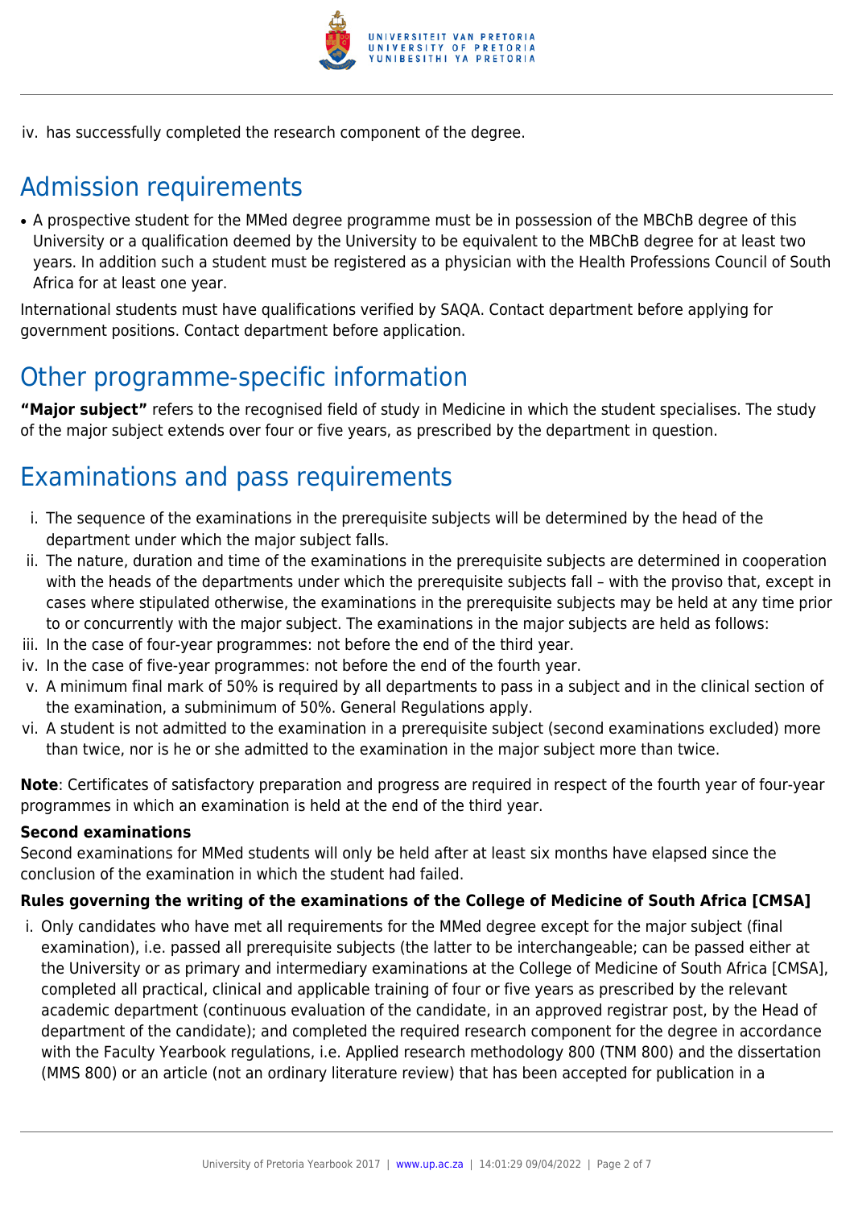iv. has successfully completed the research component of the degree.

## Admission requirements

- A prospective student for the MMed degree programme must be in possession of the MBChB degree of this University or a qualification deemed by the University to be equivalent to the MBChB degree for at least two years. In addition such a student must be registered as a physician with the Health Professions Council of South Africa for at least one year.

International students must have qualifications verified by SAQA. Contact department before applying for government positions. Contact department before application.

## Other programme-specific information

**"Major subject"** refers to the recognised field of study in Medicine in which the student specialises. The study of the major subject extends over four or five years, as prescribed by the department in question.

## Examinations and pass requirements

i. The sequence of the examinations in the prerequisite subjects will be determined by the head of the department under which the major subject falls.
ii. The nature, duration and time of the examinations in the prerequisite subjects are determined in cooperation with the heads of the departments under which the prerequisite subjects fall – with the proviso that, except in cases where stipulated otherwise, the examinations in the prerequisite subjects may be held at any time prior to or concurrently with the major subject. The examinations in the major subjects are held as follows:
iii. In the case of four-year programmes: not before the end of the third year.
iv. In the case of five-year programmes: not before the end of the fourth year.
v. A minimum final mark of 50% is required by all departments to pass in a subject and in the clinical section of the examination, a subminimum of 50%. General Regulations apply.
vi. A student is not admitted to the examination in a prerequisite subject (second examinations excluded) more than twice, nor is he or she admitted to the examination in the major subject more than twice.

**Note**: Certificates of satisfactory preparation and progress are required in respect of the fourth year of four-year programmes in which an examination is held at the end of the third year.

**Second examinations**

Second examinations for MMed students will only be held after at least six months have elapsed since the conclusion of the examination in which the student had failed.

**Rules governing the writing of the examinations of the College of Medicine of South Africa [CMSA]**

i. Only candidates who have met all requirements for the MMed degree except for the major subject (final examination), i.e. passed all prerequisite subjects (the latter to be interchangeable; can be passed either at the University or as primary and intermediary examinations at the College of Medicine of South Africa [CMSA], completed all practical, clinical and applicable training of four or five years as prescribed by the relevant academic department (continuous evaluation of the candidate, in an approved registrar post, by the Head of department of the candidate); and completed the required research component for the degree in accordance with the Faculty Yearbook regulations, i.e. Applied research methodology 800 (TNM 800) and the dissertation (MMS 800) or an article (not an ordinary literature review) that has been accepted for publication in a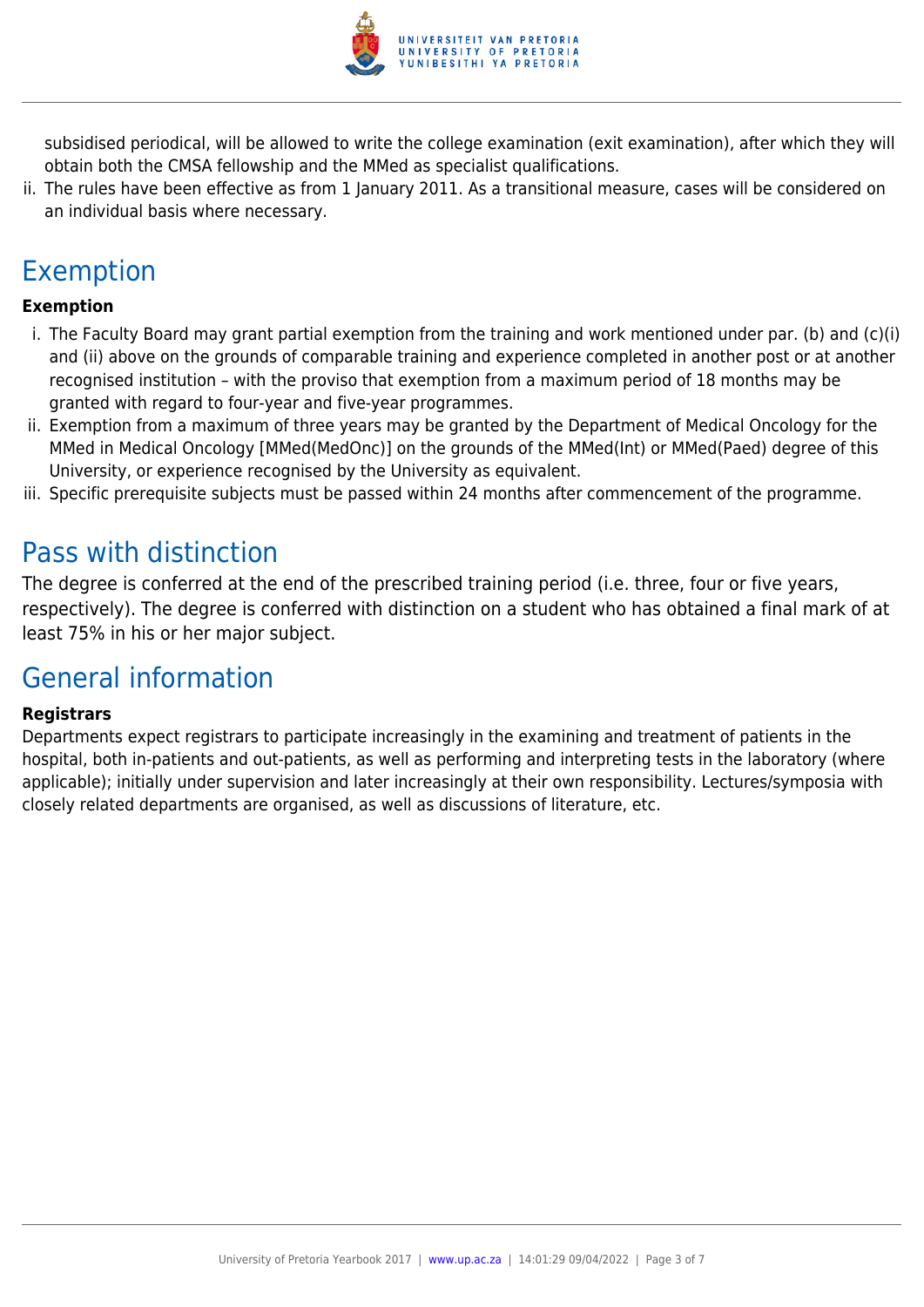subsidised periodical, will be allowed to write the college examination (exit examination), after which they will obtain both the CMSA fellowship and the MMed as specialist qualifications.

ii. The rules have been effective as from 1 January 2011. As a transitional measure, cases will be considered on an individual basis where necessary.

## Exemption

**Exemption**

i. The Faculty Board may grant partial exemption from the training and work mentioned under par. (b) and (c)(i) and (ii) above on the grounds of comparable training and experience completed in another post or at another recognised institution – with the proviso that exemption from a maximum period of 18 months may be granted with regard to four-year and five-year programmes.
ii. Exemption from a maximum of three years may be granted by the Department of Medical Oncology for the MMed in Medical Oncology [MMed(MedOnc)] on the grounds of the MMed(Int) or MMed(Paed) degree of this University, or experience recognised by the University as equivalent.
iii. Specific prerequisite subjects must be passed within 24 months after commencement of the programme.

## Pass with distinction

The degree is conferred at the end of the prescribed training period (i.e. three, four or five years, respectively). The degree is conferred with distinction on a student who has obtained a final mark of at least 75% in his or her major subject.

## General information

**Registrars**

Departments expect registrars to participate increasingly in the examining and treatment of patients in the hospital, both in-patients and out-patients, as well as performing and interpreting tests in the laboratory (where applicable); initially under supervision and later increasingly at their own responsibility. Lectures/symposia with closely related departments are organised, as well as discussions of literature, etc.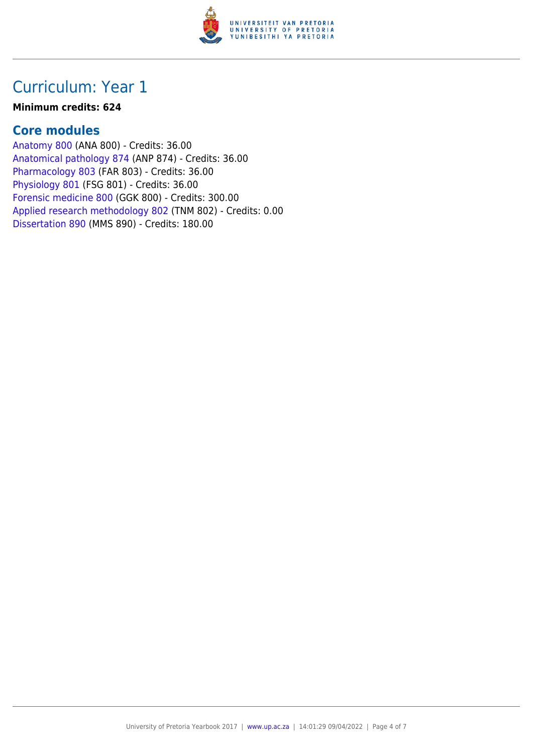# Curriculum: Year 1

**Minimum credits: 624**

## Core modules

Anatomy 800 (ANA 800) - Credits: 36.00
Anatomical pathology 874 (ANP 874) - Credits: 36.00
Pharmacology 803 (FAR 803) - Credits: 36.00
Physiology 801 (FSG 801) - Credits: 36.00
Forensic medicine 800 (GGK 800) - Credits: 300.00
Applied research methodology 802 (TNM 802) - Credits: 0.00
Dissertation 890 (MMS 890) - Credits: 180.00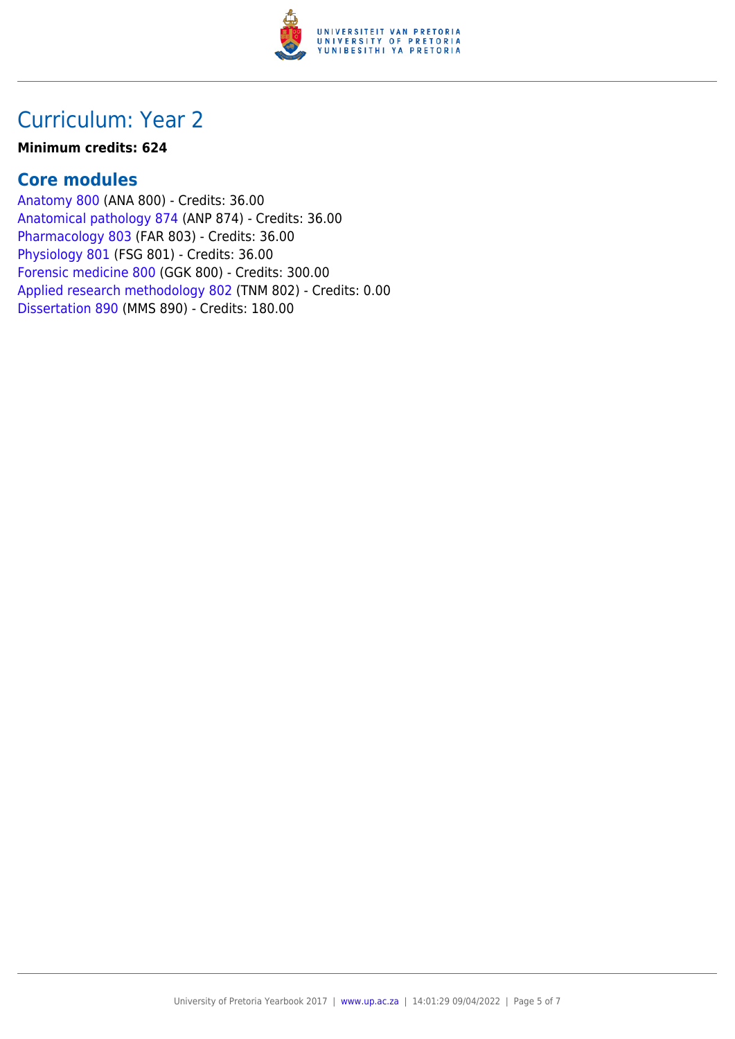## Curriculum: Year 2

**Minimum credits: 624**

### Core modules

Anatomy 800 (ANA 800) - Credits: 36.00
Anatomical pathology 874 (ANP 874) - Credits: 36.00
Pharmacology 803 (FAR 803) - Credits: 36.00
Physiology 801 (FSG 801) - Credits: 36.00
Forensic medicine 800 (GGK 800) - Credits: 300.00
Applied research methodology 802 (TNM 802) - Credits: 0.00
Dissertation 890 (MMS 890) - Credits: 180.00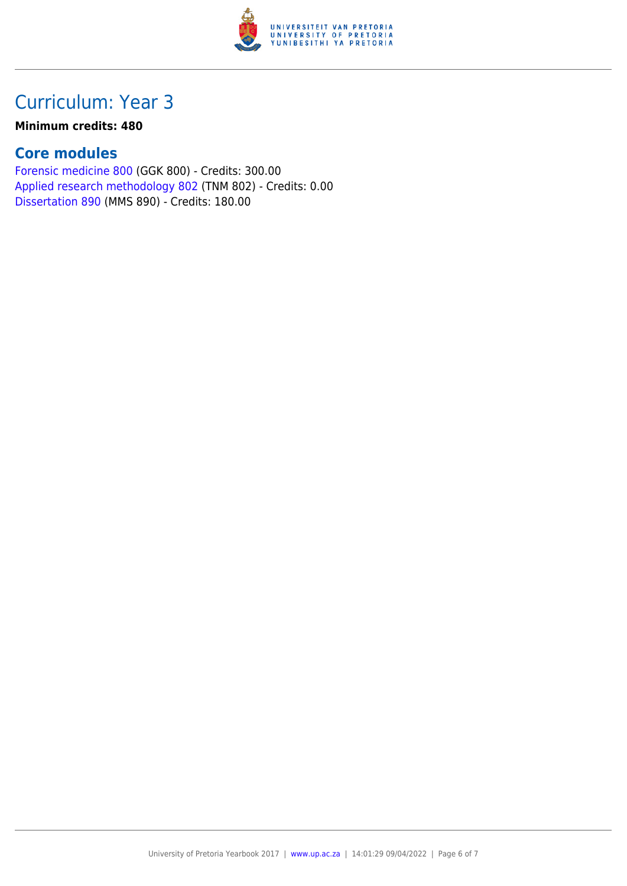# Curriculum: Year 3

**Minimum credits: 480**

## Core modules

Forensic medicine 800 (GGK 800) - Credits: 300.00
Applied research methodology 802 (TNM 802) - Credits: 0.00
Dissertation 890 (MMS 890) - Credits: 180.00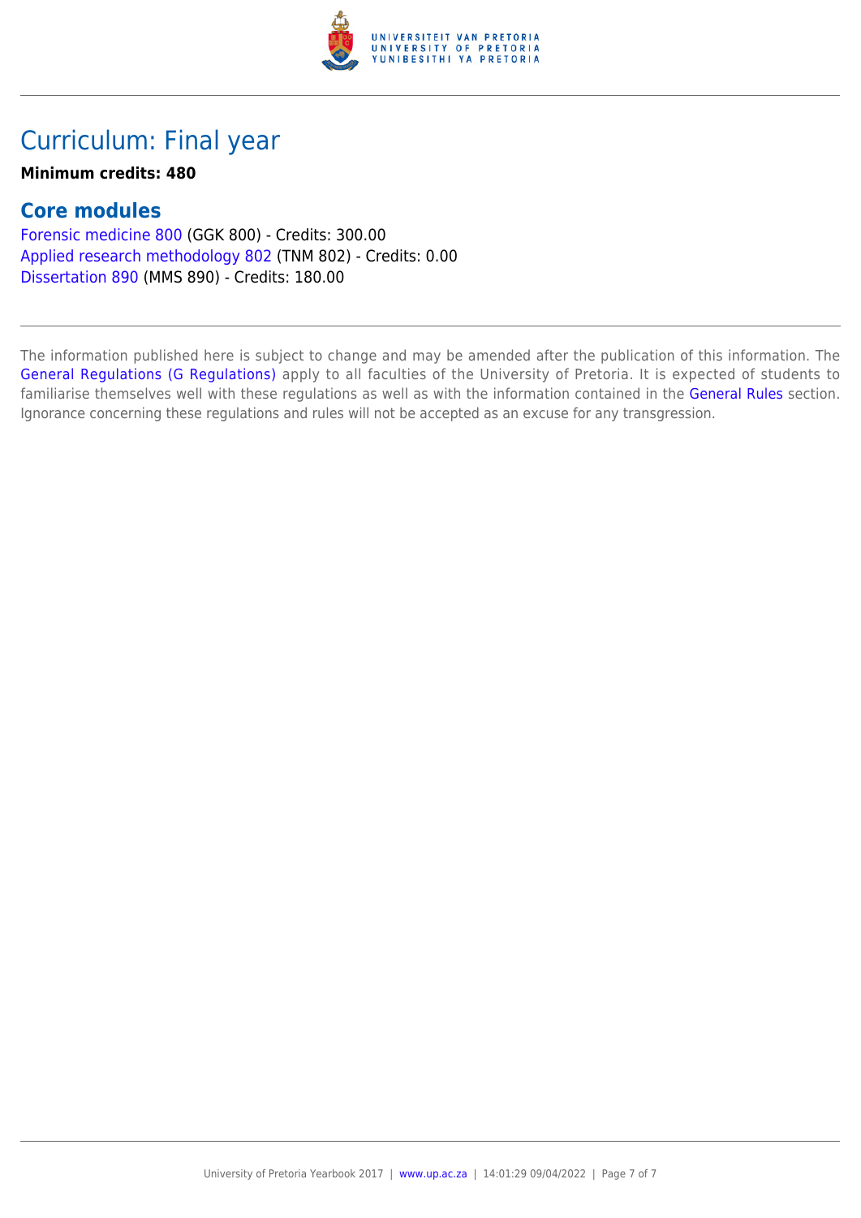## Curriculum: Final year

**Minimum credits: 480**

### Core modules

Forensic medicine 800 (GGK 800) - Credits: 300.00
Applied research methodology 802 (TNM 802) - Credits: 0.00
Dissertation 890 (MMS 890) - Credits: 180.00

The information published here is subject to change and may be amended after the publication of this information. The General Regulations (G Regulations) apply to all faculties of the University of Pretoria. It is expected of students to familiarise themselves well with these regulations as well as with the information contained in the General Rules section. Ignorance concerning these regulations and rules will not be accepted as an excuse for any transgression.